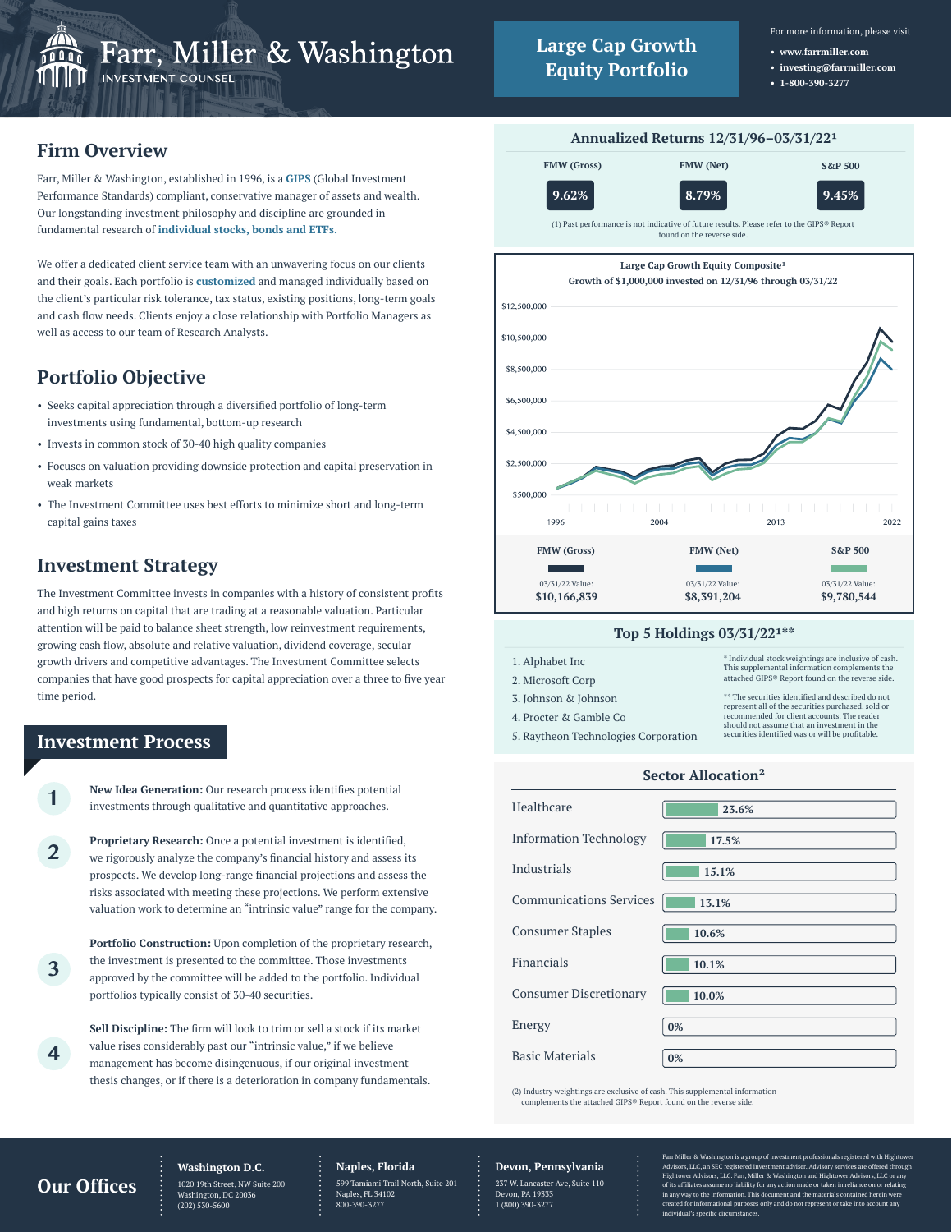# Farr, Miller & Washington

INVESTMENT COUNSEL

## Large Cap Growth Equity Portfolio

For more information, please visit

- www.farrmiller.com
- investing@farrmiller.com
- 1-800-390-3277

## Firm Overview

Farr, Miller & Washington, established in 1996, is a **GIPS** (Global Investment Performance Standards) compliant, conservative manager of assets and wealth. Our longstanding investment philosophy and discipline are grounded in fundamental research of **individual stocks, bonds and ETFs.**

We offer a dedicated client service team with an unwavering focus on our clients and their goals. Each portfolio is **customized** and managed individually based on the client's particular risk tolerance, tax status, existing positions, long-term goals and cash flow needs. Clients enjoy a close relationship with Portfolio Managers as well as access to our team of Research Analysts.

## Portfolio Objective

- Seeks capital appreciation through a diversified portfolio of long-term investments using fundamental, bottom-up research
- Invests in common stock of 30-40 high quality companies
- Focuses on valuation providing downside protection and capital preservation in weak markets
- The Investment Committee uses best efforts to minimize short and long-term capital gains taxes

## Investment Strategy

The Investment Committee invests in companies with a history of consistent profits and high returns on capital that are trading at a reasonable valuation. Particular attention will be paid to balance sheet strength, low reinvestment requirements, growing cash flow, absolute and relative valuation, dividend coverage, secular growth drivers and competitive advantages. The Investment Committee selects companies that have good prospects for capital appreciation over a three to five year time period.

## Investment Process

1. **New Idea Generation:** Our research process identifies potential investments through qualitative and quantitative approaches.
2. **Proprietary Research:** Once a potential investment is identified, we rigorously analyze the company's financial history and assess its prospects. We develop long-range financial projections and assess the risks associated with meeting these projections. We perform extensive valuation work to determine an "intrinsic value" range for the company.
3. **Portfolio Construction:** Upon completion of the proprietary research, the investment is presented to the committee. Those investments approved by the committee will be added to the portfolio. Individual portfolios typically consist of 30-40 securities.
4. **Sell Discipline:** The firm will look to trim or sell a stock if its market value rises considerably past our "intrinsic value," if we believe management has become disingenuous, if our original investment thesis changes, or if there is a deterioration in company fundamentals.

## Annualized Returns 12/31/96–03/31/22[1]

| FMW (Gross) | FMW (Net) | S&P 500 |
|---|---|---|
| 9.62% | 8.79% | 9.45% |

(1) Past performance is not indicative of future results. Please refer to the GIPS® Report found on the reverse side.

### Large Cap Growth Equity Composite[1]

Growth of $1,000,000 invested on 12/31/96 through 03/31/22

| | FMW (Gross) | FMW (Net) | S&P 500 |
|---|---|---|---|
| 03/31/22 Value: | $10,166,839 | $8,391,204 | $9,780,544 |

## Top 5 Holdings 03/31/22[1]**

1. Alphabet Inc
2. Microsoft Corp
3. Johnson & Johnson
4. Procter & Gamble Co
5. Raytheon Technologies Corporation

* Individual stock weightings are inclusive of cash. This supplemental information complements the attached GIPS® Report found on the reverse side.

** The securities identified and described do not represent all of the securities purchased, sold or recommended for client accounts. The reader should not assume that an investment in the securities identified was or will be profitable.

## Sector Allocation[2]

| Sector | Allocation |
|---|---|
| Healthcare | 23.6% |
| Information Technology | 17.5% |
| Industrials | 15.1% |
| Communications Services | 13.1% |
| Consumer Staples | 10.6% |
| Financials | 10.1% |
| Consumer Discretionary | 10.0% |
| Energy | 0% |
| Basic Materials | 0% |

(2) Industry weightings are exclusive of cash. This supplemental information complements the attached GIPS® Report found on the reverse side.

## Our Offices

**Washington D.C.**
1020 19th Street, NW Suite 200
Washington, DC 20036
(202) 530-5600

**Naples, Florida**
599 Tamiami Trail North, Suite 201
Naples, FL 34102
800-390-3277

**Devon, Pennsylvania**
237 W. Lancaster Ave, Suite 110
Devon, PA 19333
1 (800) 390-3277

Farr Miller & Washington is a group of investment professionals registered with Hightower Advisors, LLC, an SEC registered investment adviser. Advisory services are offered through Hightower Advisors, LLC. Farr, Miller & Washington and Hightower Advisors, LLC or any of its affiliates assume no liability for any action made or taken in reliance on or relating in any way to the information. This document and the materials contained herein were created for informational purposes only and do not represent or take into account any individual's specific circumstances.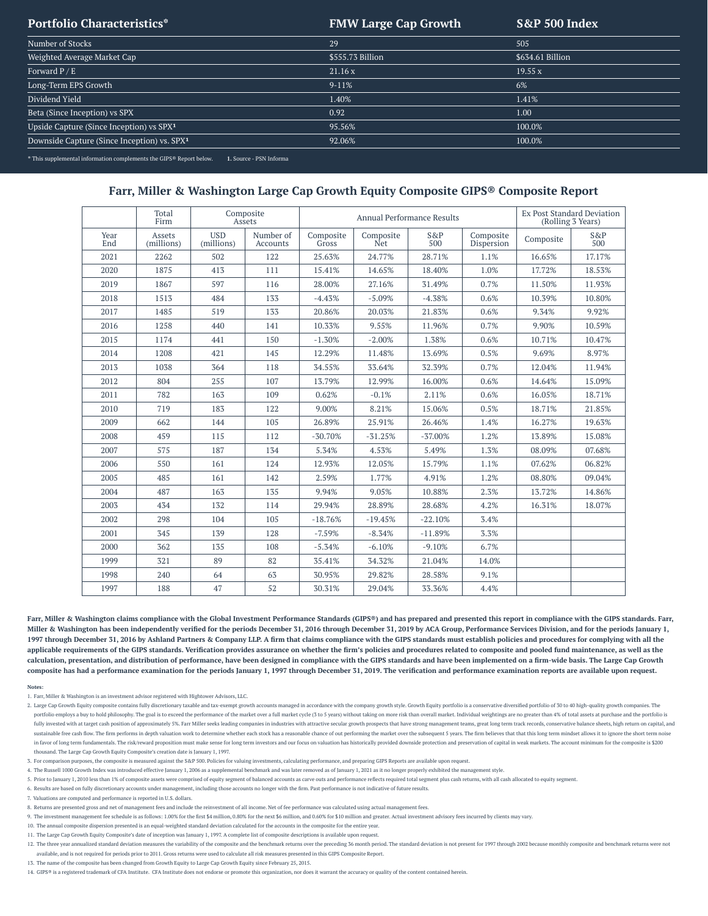| Portfolio Characteristics* | FMW Large Cap Growth | S&P 500 Index |
|---|---|---|
| Number of Stocks | 29 | 505 |
| Weighted Average Market Cap | $555.73 Billion | $634.61 Billion |
| Forward P / E | 21.16 x | 19.55 x |
| Long-Term EPS Growth | 9-11% | 6% |
| Dividend Yield | 1.40% | 1.41% |
| Beta (Since Inception) vs SPX | 0.92 | 1.00 |
| Upside Capture (Since Inception) vs SPX[1] | 95.56% | 100.0% |
| Downside Capture (Since Inception) vs. SPX[1] | 92.06% | 100.0% |

* This supplemental information complements the GIPS® Report below. **1.** Source - PSN Informa

## Farr, Miller & Washington Large Cap Growth Equity Composite GIPS® Composite Report

| | Total Firm | Composite Assets | | Annual Performance Results | | | | Ex Post Standard Deviation (Rolling 3 Years) | |
|---|---|---|---|---|---|---|---|---|---|
| Year End | Assets (millions) | USD (millions) | Number of Accounts | Composite Gross | Composite Net | S&P 500 | Composite Dispersion | Composite | S&P 500 |
| 2021 | 2262 | 502 | 122 | 25.63% | 24.77% | 28.71% | 1.1% | 16.65% | 17.17% |
| 2020 | 1875 | 413 | 111 | 15.41% | 14.65% | 18.40% | 1.0% | 17.72% | 18.53% |
| 2019 | 1867 | 597 | 116 | 28.00% | 27.16% | 31.49% | 0.7% | 11.50% | 11.93% |
| 2018 | 1513 | 484 | 133 | -4.43% | -5.09% | -4.38% | 0.6% | 10.39% | 10.80% |
| 2017 | 1485 | 519 | 133 | 20.86% | 20.03% | 21.83% | 0.6% | 9.34% | 9.92% |
| 2016 | 1258 | 440 | 141 | 10.33% | 9.55% | 11.96% | 0.7% | 9.90% | 10.59% |
| 2015 | 1174 | 441 | 150 | -1.30% | -2.00% | 1.38% | 0.6% | 10.71% | 10.47% |
| 2014 | 1208 | 421 | 145 | 12.29% | 11.48% | 13.69% | 0.5% | 9.69% | 8.97% |
| 2013 | 1038 | 364 | 118 | 34.55% | 33.64% | 32.39% | 0.7% | 12.04% | 11.94% |
| 2012 | 804 | 255 | 107 | 13.79% | 12.99% | 16.00% | 0.6% | 14.64% | 15.09% |
| 2011 | 782 | 163 | 109 | 0.62% | -0.1% | 2.11% | 0.6% | 16.05% | 18.71% |
| 2010 | 719 | 183 | 122 | 9.00% | 8.21% | 15.06% | 0.5% | 18.71% | 21.85% |
| 2009 | 662 | 144 | 105 | 26.89% | 25.91% | 26.46% | 1.4% | 16.27% | 19.63% |
| 2008 | 459 | 115 | 112 | -30.70% | -31.25% | -37.00% | 1.2% | 13.89% | 15.08% |
| 2007 | 575 | 187 | 134 | 5.34% | 4.53% | 5.49% | 1.3% | 08.09% | 07.68% |
| 2006 | 550 | 161 | 124 | 12.93% | 12.05% | 15.79% | 1.1% | 07.62% | 06.82% |
| 2005 | 485 | 161 | 142 | 2.59% | 1.77% | 4.91% | 1.2% | 08.80% | 09.04% |
| 2004 | 487 | 163 | 135 | 9.94% | 9.05% | 10.88% | 2.3% | 13.72% | 14.86% |
| 2003 | 434 | 132 | 114 | 29.94% | 28.89% | 28.68% | 4.2% | 16.31% | 18.07% |
| 2002 | 298 | 104 | 105 | -18.76% | -19.45% | -22.10% | 3.4% | | |
| 2001 | 345 | 139 | 128 | -7.59% | -8.34% | -11.89% | 3.3% | | |
| 2000 | 362 | 135 | 108 | -5.34% | -6.10% | -9.10% | 6.7% | | |
| 1999 | 321 | 89 | 82 | 35.41% | 34.32% | 21.04% | 14.0% | | |
| 1998 | 240 | 64 | 63 | 30.95% | 29.82% | 28.58% | 9.1% | | |
| 1997 | 188 | 47 | 52 | 30.31% | 29.04% | 33.36% | 4.4% | | |

**Farr, Miller & Washington claims compliance with the Global Investment Performance Standards (GIPS®) and has prepared and presented this report in compliance with the GIPS standards. Farr, Miller & Washington has been independently verified for the periods December 31, 2016 through December 31, 2019 by ACA Group, Performance Services Division, and for the periods January 1, 1997 through December 31, 2016 by Ashland Partners & Company LLP. A firm that claims compliance with the GIPS standards must establish policies and procedures for complying with all the applicable requirements of the GIPS standards. Verification provides assurance on whether the firm's policies and procedures related to composite and pooled fund maintenance, as well as the calculation, presentation, and distribution of performance, have been designed in compliance with the GIPS standards and have been implemented on a firm-wide basis. The Large Cap Growth composite has had a performance examination for the periods January 1, 1997 through December 31, 2019. The verification and performance examination reports are available upon request.**

**Notes:**

1. Farr, Miller & Washington is an investment advisor registered with Hightower Advisors, LLC.
2. Large Cap Growth Equity composite contains fully discretionary taxable and tax-exempt growth accounts managed in accordance with the company growth style. Growth Equity portfolio is a conservative diversified portfolio of 30 to 40 high-quality growth companies. The portfolio employs a buy to hold philosophy. The goal is to exceed the performance of the market over a full market cycle (3 to 5 years) without taking on more risk than overall market. Individual weightings are no greater than 4% of total assets at purchase and the portfolio is fully invested with at target cash position of approximately 5%. Farr Miller seeks leading companies in industries with attractive secular growth prospects that have strong management teams, great long term track records, conservative balance sheets, high return on capital, and sustainable free cash flow. The firm performs in depth valuation work to determine whether each stock has a reasonable chance of out performing the market over the subsequent 5 years. The firm believes that that this long term mindset allows it to ignore the short term noise in favor of long term fundamentals. The risk/reward proposition must make sense for long term investors and our focus on valuation has historically provided downside protection and preservation of capital in weak markets. The account minimum for the composite is $200 thousand. The Large Cap Growth Equity Composite's creation date is January 1, 1997.
3. For comparison purposes, the composite is measured against the S&P 500. Policies for valuing investments, calculating performance, and preparing GIPS Reports are available upon request.
4. The Russell 1000 Growth Index was introduced effective January 1, 2006 as a supplemental benchmark and was later removed as of January 1, 2021 as it no longer properly exhibited the management style.
5. Prior to January 1, 2010 less than 1% of composite assets were comprised of equity segment of balanced accounts as carve outs and performance reflects required total segment plus cash returns, with all cash allocated to equity segment.
6. Results are based on fully discretionary accounts under management, including those accounts no longer with the firm. Past performance is not indicative of future results.
7. Valuations are computed and performance is reported in U.S. dollars.
8. Returns are presented gross and net of management fees and include the reinvestment of all income. Net of fee performance was calculated using actual management fees.
9. The investment management fee schedule is as follows: 1.00% for the first $4 million, 0.80% for the next $6 million, and 0.60% for $10 million and greater. Actual investment advisory fees incurred by clients may vary.
10. The annual composite dispersion presented is an equal-weighted standard deviation calculated for the accounts in the composite for the entire year.
11. The Large Cap Growth Equity Composite's date of inception was January 1, 1997. A complete list of composite descriptions is available upon request.
12. The three year annualized standard deviation measures the variability of the composite and the benchmark returns over the preceding 36 month period. The standard deviation is not present for 1997 through 2002 because monthly composite and benchmark returns were not available, and is not required for periods prior to 2011. Gross returns were used to calculate all risk measures presented in this GIPS Composite Report.
13. The name of the composite has been changed from Growth Equity to Large Cap Growth Equity since February 25, 2015.
14. GIPS® is a registered trademark of CFA Institute. CFA Institute does not endorse or promote this organization, nor does it warrant the accuracy or quality of the content contained herein.